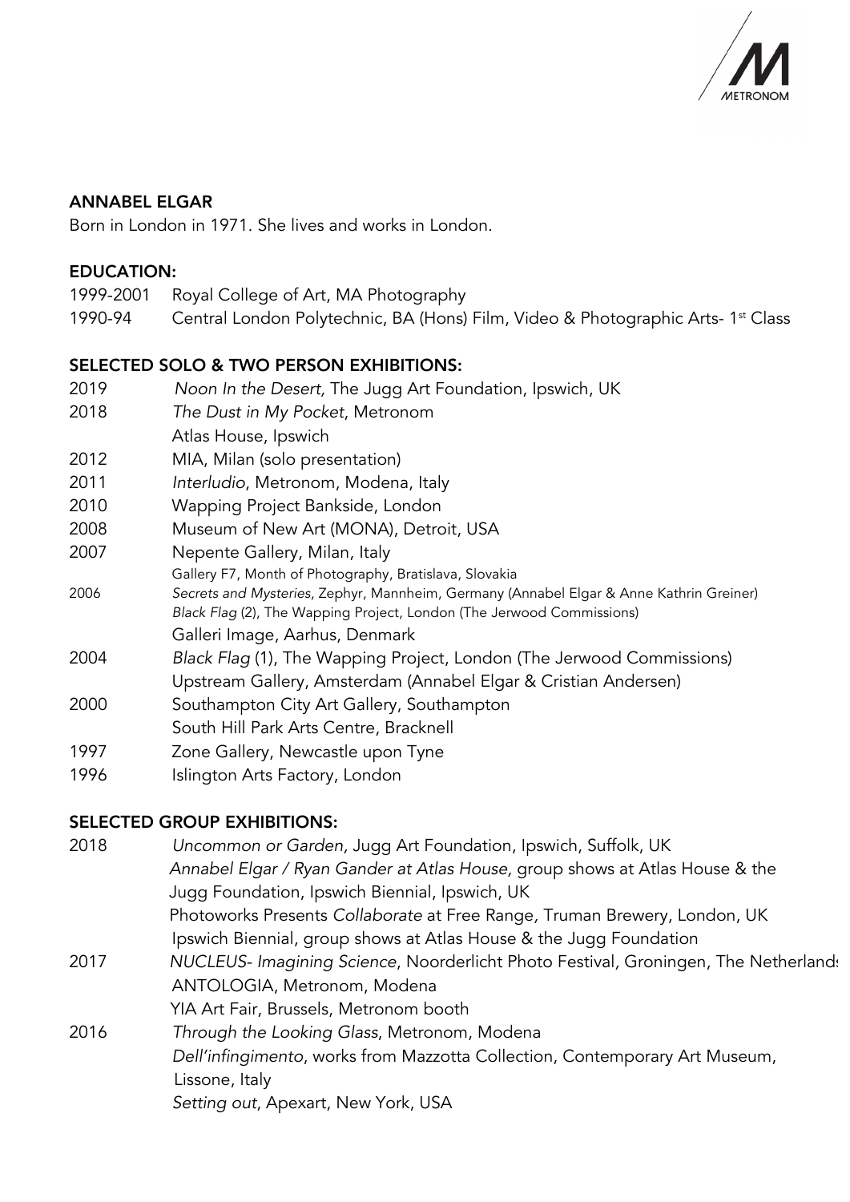## ANNABEL ELGAR

Born in London in 1971. She lives and works in London.

## EDUCATION:

1999-2001 Royal College of Art, MA Photography
1990-94 Central London Polytechnic, BA (Hons) Film, Video & Photographic Arts- 1st Class

## SELECTED SOLO & TWO PERSON EXHIBITIONS:

2019 *Noon In the Desert,* The Jugg Art Foundation, Ipswich, UK
2018 *The Dust in My Pocket*, Metronom
Atlas House, Ipswich
2012 MIA, Milan (solo presentation)
2011 *Interludio*, Metronom, Modena, Italy
2010 Wapping Project Bankside, London
2008 Museum of New Art (MONA), Detroit, USA
2007 Nepente Gallery, Milan, Italy
Gallery F7, Month of Photography, Bratislava, Slovakia
2006 *Secrets and Mysteries*, Zephyr, Mannheim, Germany (Annabel Elgar & Anne Kathrin Greiner)
*Black Flag* (2), The Wapping Project, London (The Jerwood Commissions)
Galleri Image, Aarhus, Denmark
2004 *Black Flag* (1), The Wapping Project, London (The Jerwood Commissions)
Upstream Gallery, Amsterdam (Annabel Elgar & Cristian Andersen)
2000 Southampton City Art Gallery, Southampton
South Hill Park Arts Centre, Bracknell
1997 Zone Gallery, Newcastle upon Tyne
1996 Islington Arts Factory, London

## SELECTED GROUP EXHIBITIONS:

2018 *Uncommon or Garden*, Jugg Art Foundation, Ipswich, Suffolk, UK
*Annabel Elgar / Ryan Gander at Atlas House,* group shows at Atlas House & the Jugg Foundation, Ipswich Biennial, Ipswich, UK
Photoworks Presents *Collaborate* at Free Range, Truman Brewery, London, UK
Ipswich Biennial, group shows at Atlas House & the Jugg Foundation
2017 *NUCLEUS- Imagining Science*, Noorderlicht Photo Festival, Groningen, The Netherlands
ANTOLOGIA, Metronom, Modena
YIA Art Fair, Brussels, Metronom booth
2016 *Through the Looking Glass*, Metronom, Modena
*Dell'infingimento*, works from Mazzotta Collection, Contemporary Art Museum, Lissone, Italy
*Setting out*, Apexart, New York, USA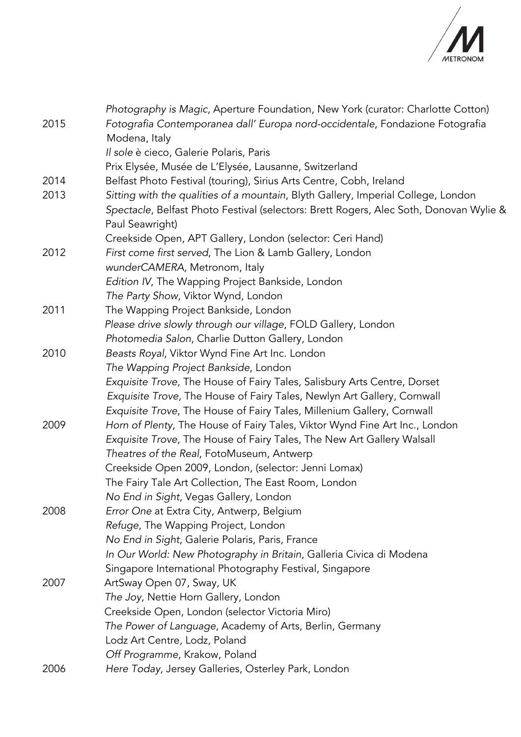| | |
|---|---|
| | *Photography is Magic*, Aperture Foundation, New York (curator: Charlotte Cotton) |
| 2015 | *Fotografia Contemporanea dall' Europa nord-occidentale*, Fondazione Fotografia Modena, Italy |
| | *Il sole* è cieco, Galerie Polaris, Paris |
| | Prix Elysée, Musée de L'Elysée, Lausanne, Switzerland |
| 2014 | Belfast Photo Festival (touring), Sirius Arts Centre, Cobh, Ireland |
| 2013 | *Sitting with the qualities of a mountain*, Blyth Gallery, Imperial College, London |
| | *Spectacle*, Belfast Photo Festival (selectors: Brett Rogers, Alec Soth, Donovan Wylie & Paul Seawright) |
| | Creekside Open, APT Gallery, London (selector: Ceri Hand) |
| 2012 | *First come first served*, The Lion & Lamb Gallery, London |
| | *wunderCAMERA*, Metronom, Italy |
| | *Edition IV*, The Wapping Project Bankside, London |
| | *The Party Show*, Viktor Wynd, London |
| 2011 | The Wapping Project Bankside, London |
| | *Please drive slowly through our village*, FOLD Gallery, London |
| | *Photomedia Salon*, Charlie Dutton Gallery, London |
| 2010 | *Beasts Royal*, Viktor Wynd Fine Art Inc. London |
| | *The Wapping Project Bankside*, London |
| | *Exquisite Trove*, The House of Fairy Tales, Salisbury Arts Centre, Dorset |
| | *Exquisite Trove*, The House of Fairy Tales, Newlyn Art Gallery, Cornwall |
| | *Exquisite Trove*, The House of Fairy Tales, Millenium Gallery, Cornwall |
| 2009 | *Horn of Plenty*, The House of Fairy Tales, Viktor Wynd Fine Art Inc., London |
| | *Exquisite Trove*, The House of Fairy Tales, The New Art Gallery Walsall |
| | *Theatres of the Real*, FotoMuseum, Antwerp |
| | Creekside Open 2009, London, (selector: Jenni Lomax) |
| | The Fairy Tale Art Collection, The East Room, London |
| | *No End in Sight*, Vegas Gallery, London |
| 2008 | *Error One* at Extra City, Antwerp, Belgium |
| | *Refuge*, The Wapping Project, London |
| | *No End in Sight*, Galerie Polaris, Paris, France |
| | *In Our World: New Photography in Britain*, Galleria Civica di Modena |
| | Singapore International Photography Festival, Singapore |
| 2007 | ArtSway Open 07, Sway, UK |
| | *The Joy*, Nettie Horn Gallery, London |
| | Creekside Open, London (selector Victoria Miro) |
| | *The Power of Language*, Academy of Arts, Berlin, Germany |
| | Lodz Art Centre, Lodz, Poland |
| | *Off Programme*, Krakow, Poland |
| 2006 | *Here Today*, Jersey Galleries, Osterley Park, London |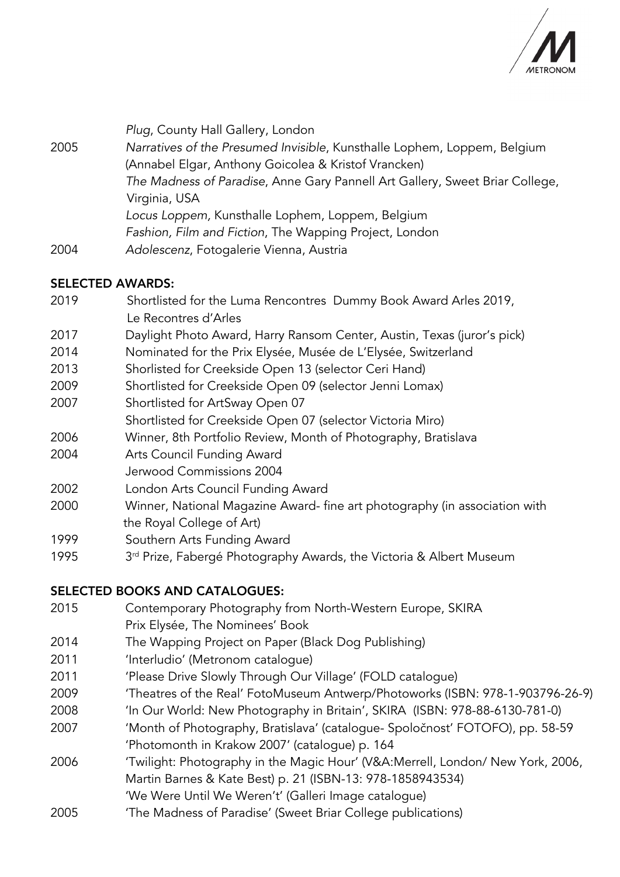| | |
|---|---|
| | *Plug*, County Hall Gallery, London |
| 2005 | *Narratives of the Presumed Invisible*, Kunsthalle Lophem, Loppem, Belgium (Annabel Elgar, Anthony Goicolea & Kristof Vrancken) |
| | *The Madness of Paradise*, Anne Gary Pannell Art Gallery, Sweet Briar College, Virginia, USA |
| | *Locus Loppem,* Kunsthalle Lophem, Loppem, Belgium |
| | *Fashion, Film and Fiction*, The Wapping Project, London |
| 2004 | *Adolescenz*, Fotogalerie Vienna, Austria |

## SELECTED AWARDS:

| | |
|---|---|
| 2019 | Shortlisted for the Luma Rencontres Dummy Book Award Arles 2019, Le Recontres d'Arles |
| 2017 | Daylight Photo Award, Harry Ransom Center, Austin, Texas (juror's pick) |
| 2014 | Nominated for the Prix Elysée, Musée de L'Elysée, Switzerland |
| 2013 | Shorlisted for Creekside Open 13 (selector Ceri Hand) |
| 2009 | Shortlisted for Creekside Open 09 (selector Jenni Lomax) |
| 2007 | Shortlisted for ArtSway Open 07 |
| | Shortlisted for Creekside Open 07 (selector Victoria Miro) |
| 2006 | Winner, 8th Portfolio Review, Month of Photography, Bratislava |
| 2004 | Arts Council Funding Award |
| | Jerwood Commissions 2004 |
| 2002 | London Arts Council Funding Award |
| 2000 | Winner, National Magazine Award- fine art photography (in association with the Royal College of Art) |
| 1999 | Southern Arts Funding Award |
| 1995 | 3rd Prize, Fabergé Photography Awards, the Victoria & Albert Museum |

## SELECTED BOOKS AND CATALOGUES:

| | |
|---|---|
| 2015 | Contemporary Photography from North-Western Europe, SKIRA |
| | Prix Elysée, The Nominees' Book |
| 2014 | The Wapping Project on Paper (Black Dog Publishing) |
| 2011 | 'Interludio' (Metronom catalogue) |
| 2011 | 'Please Drive Slowly Through Our Village' (FOLD catalogue) |
| 2009 | 'Theatres of the Real' FotoMuseum Antwerp/Photoworks (ISBN: 978-1-903796-26-9) |
| 2008 | 'In Our World: New Photography in Britain', SKIRA (ISBN: 978-88-6130-781-0) |
| 2007 | 'Month of Photography, Bratislava' (catalogue- Spoločnost' FOTOFO), pp. 58-59 |
| | 'Photomonth in Krakow 2007' (catalogue) p. 164 |
| 2006 | 'Twilight: Photography in the Magic Hour' (V&A:Merrell, London/ New York, 2006, Martin Barnes & Kate Best) p. 21 (ISBN-13: 978-1858943534) |
| | 'We Were Until We Weren't' (Galleri Image catalogue) |
| 2005 | 'The Madness of Paradise' (Sweet Briar College publications) |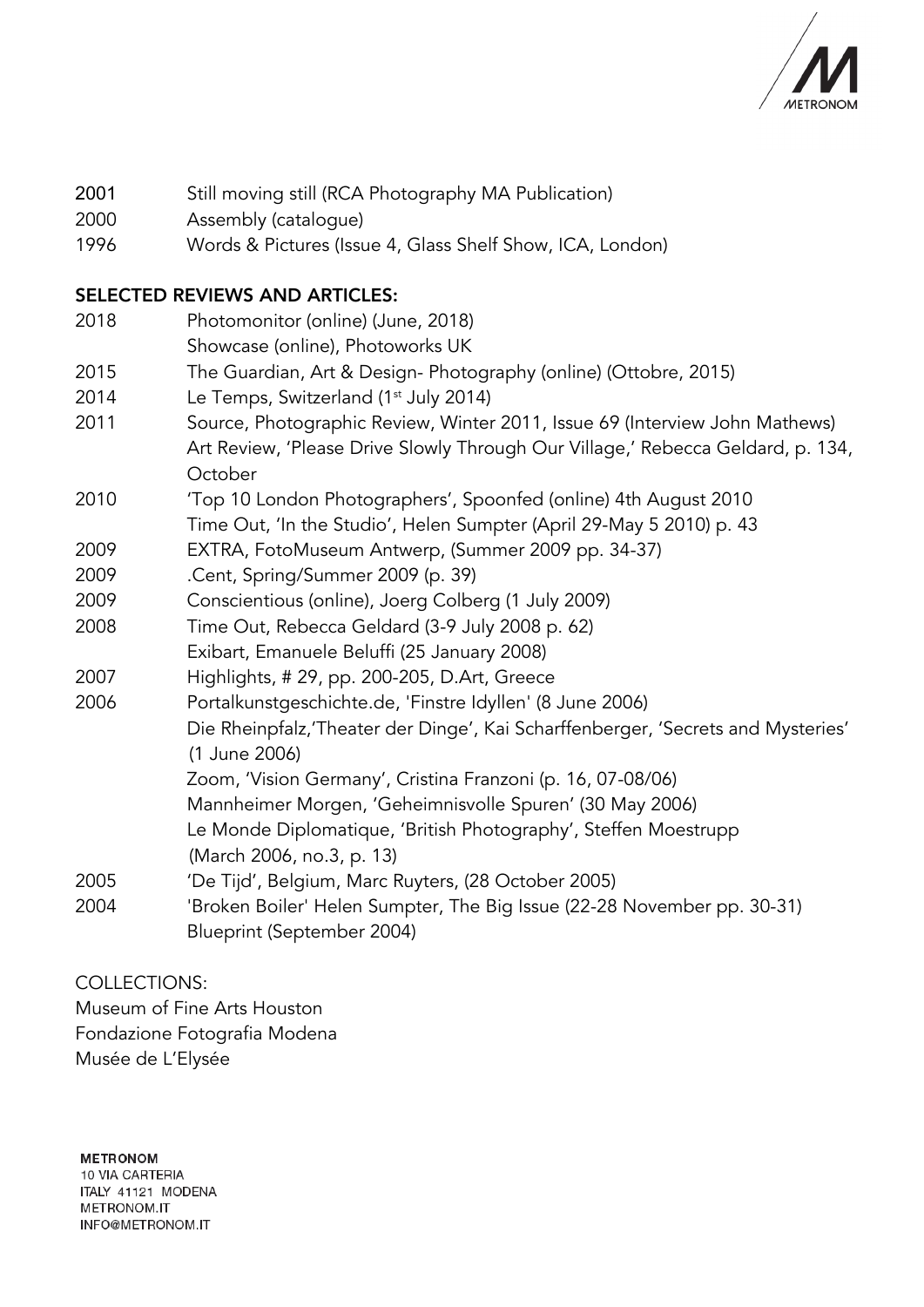| | |
|---|---|
| 2001 | Still moving still (RCA Photography MA Publication) |
| 2000 | Assembly (catalogue) |
| 1996 | Words & Pictures (Issue 4, Glass Shelf Show, ICA, London) |

## SELECTED REVIEWS AND ARTICLES:

| | |
|---|---|
| 2018 | Photomonitor (online) (June, 2018) |
| | Showcase (online), Photoworks UK |
| 2015 | The Guardian, Art & Design- Photography (online) (Ottobre, 2015) |
| 2014 | Le Temps, Switzerland (1st July 2014) |
| 2011 | Source, Photographic Review, Winter 2011, Issue 69 (Interview John Mathews) |
| | Art Review, 'Please Drive Slowly Through Our Village,' Rebecca Geldard, p. 134, October |
| 2010 | 'Top 10 London Photographers', Spoonfed (online) 4th August 2010 |
| | Time Out, 'In the Studio', Helen Sumpter (April 29-May 5 2010) p. 43 |
| 2009 | EXTRA, FotoMuseum Antwerp, (Summer 2009 pp. 34-37) |
| 2009 | .Cent, Spring/Summer 2009 (p. 39) |
| 2009 | Conscientious (online), Joerg Colberg (1 July 2009) |
| 2008 | Time Out, Rebecca Geldard (3-9 July 2008 p. 62) |
| | Exibart, Emanuele Beluffi (25 January 2008) |
| 2007 | Highlights, # 29, pp. 200-205, D.Art, Greece |
| 2006 | Portalkunstgeschichte.de, 'Finstre Idyllen' (8 June 2006) |
| | Die Rheinpfalz,'Theater der Dinge', Kai Scharffenberger, 'Secrets and Mysteries' (1 June 2006) |
| | Zoom, 'Vision Germany', Cristina Franzoni (p. 16, 07-08/06) |
| | Mannheimer Morgen, 'Geheimnisvolle Spuren' (30 May 2006) |
| | Le Monde Diplomatique, 'British Photography', Steffen Moestrupp (March 2006, no.3, p. 13) |
| 2005 | 'De Tijd', Belgium, Marc Ruyters, (28 October 2005) |
| 2004 | 'Broken Boiler' Helen Sumpter, The Big Issue (22-28 November pp. 30-31) |
| | Blueprint (September 2004) |

COLLECTIONS:

Museum of Fine Arts Houston
Fondazione Fotografia Modena
Musée de L'Elysée